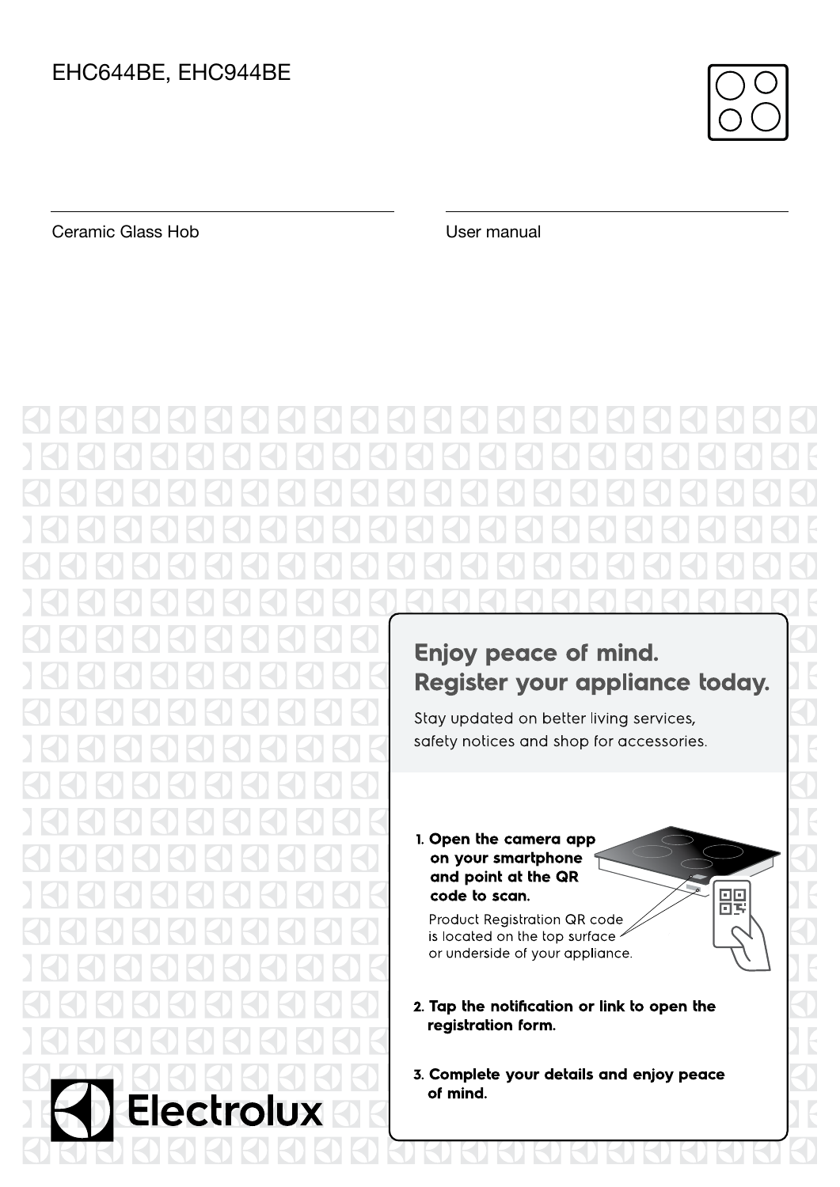# EHC644BE, EHC944BE

Ceramic Glass Hob

User manual

## Enjoy peace of mind. Register your appliance today.

Stay updated on better living services, safety notices and shop for accessories.

1. **Open the camera app on your smartphone and point at the QR code to scan.**

   Product Registration QR code is located on the top surface or underside of your appliance.

2. **Tap the notification or link to open the registration form.**

3. **Complete your details and enjoy peace of mind.**

Electrolux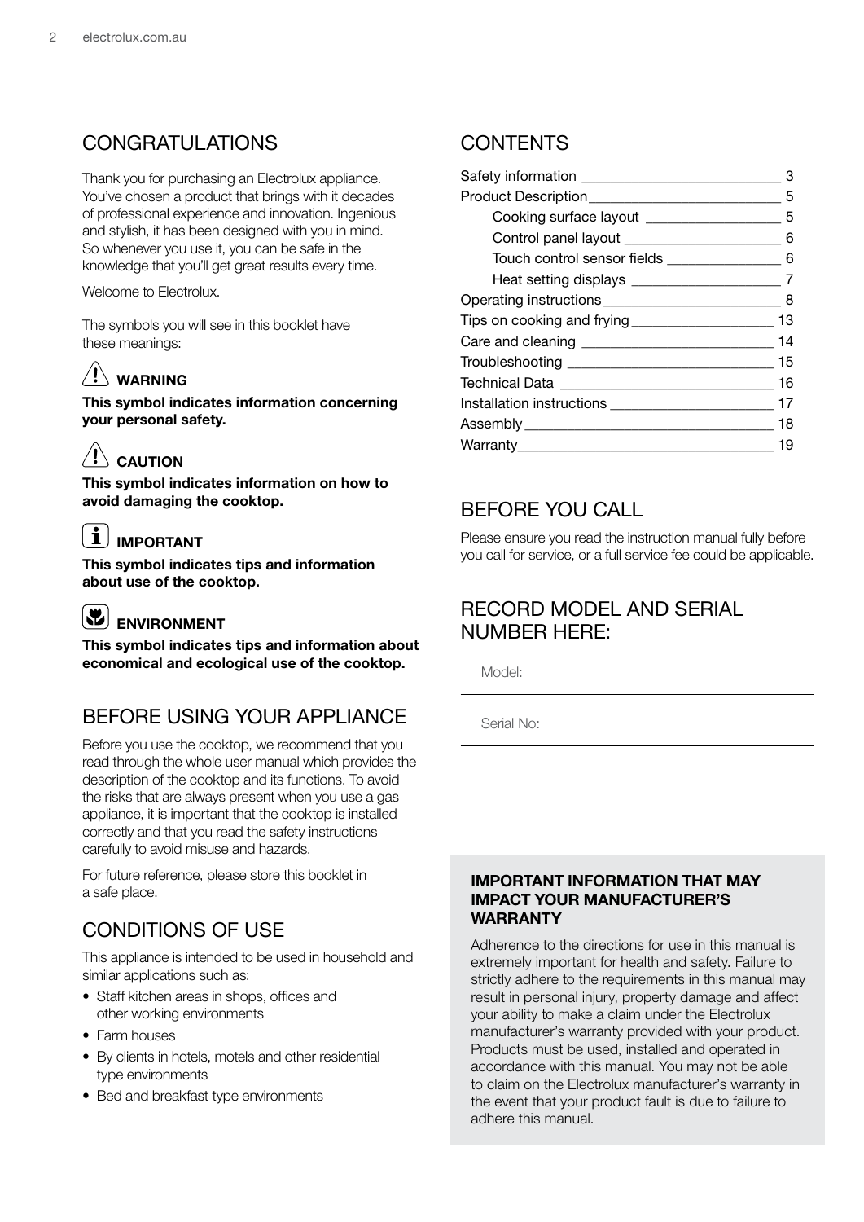## CONGRATULATIONS

Thank you for purchasing an Electrolux appliance. You've chosen a product that brings with it decades of professional experience and innovation. Ingenious and stylish, it has been designed with you in mind. So whenever you use it, you can be safe in the knowledge that you'll get great results every time.

Welcome to Electrolux.

The symbols you will see in this booklet have these meanings:

**WARNING**

**This symbol indicates information concerning your personal safety.**

**CAUTION**

**This symbol indicates information on how to avoid damaging the cooktop.**

**IMPORTANT**

**This symbol indicates tips and information about use of the cooktop.**

**ENVIRONMENT**

**This symbol indicates tips and information about economical and ecological use of the cooktop.**

## BEFORE USING YOUR APPLIANCE

Before you use the cooktop, we recommend that you read through the whole user manual which provides the description of the cooktop and its functions. To avoid the risks that are always present when you use a gas appliance, it is important that the cooktop is installed correctly and that you read the safety instructions carefully to avoid misuse and hazards.

For future reference, please store this booklet in a safe place.

## CONDITIONS OF USE

This appliance is intended to be used in household and similar applications such as:

- Staff kitchen areas in shops, offices and other working environments
- Farm houses
- By clients in hotels, motels and other residential type environments
- Bed and breakfast type environments

## CONTENTS

| | |
|---|---|
| Safety information | 3 |
| Product Description | 5 |
| Cooking surface layout | 5 |
| Control panel layout | 6 |
| Touch control sensor fields | 6 |
| Heat setting displays | 7 |
| Operating instructions | 8 |
| Tips on cooking and frying | 13 |
| Care and cleaning | 14 |
| Troubleshooting | 15 |
| Technical Data | 16 |
| Installation instructions | 17 |
| Assembly | 18 |
| Warranty | 19 |

## BEFORE YOU CALL

Please ensure you read the instruction manual fully before you call for service, or a full service fee could be applicable.

## RECORD MODEL AND SERIAL NUMBER HERE:

Model:

Serial No:

**IMPORTANT INFORMATION THAT MAY IMPACT YOUR MANUFACTURER'S WARRANTY**

Adherence to the directions for use in this manual is extremely important for health and safety. Failure to strictly adhere to the requirements in this manual may result in personal injury, property damage and affect your ability to make a claim under the Electrolux manufacturer's warranty provided with your product. Products must be used, installed and operated in accordance with this manual. You may not be able to claim on the Electrolux manufacturer's warranty in the event that your product fault is due to failure to adhere this manual.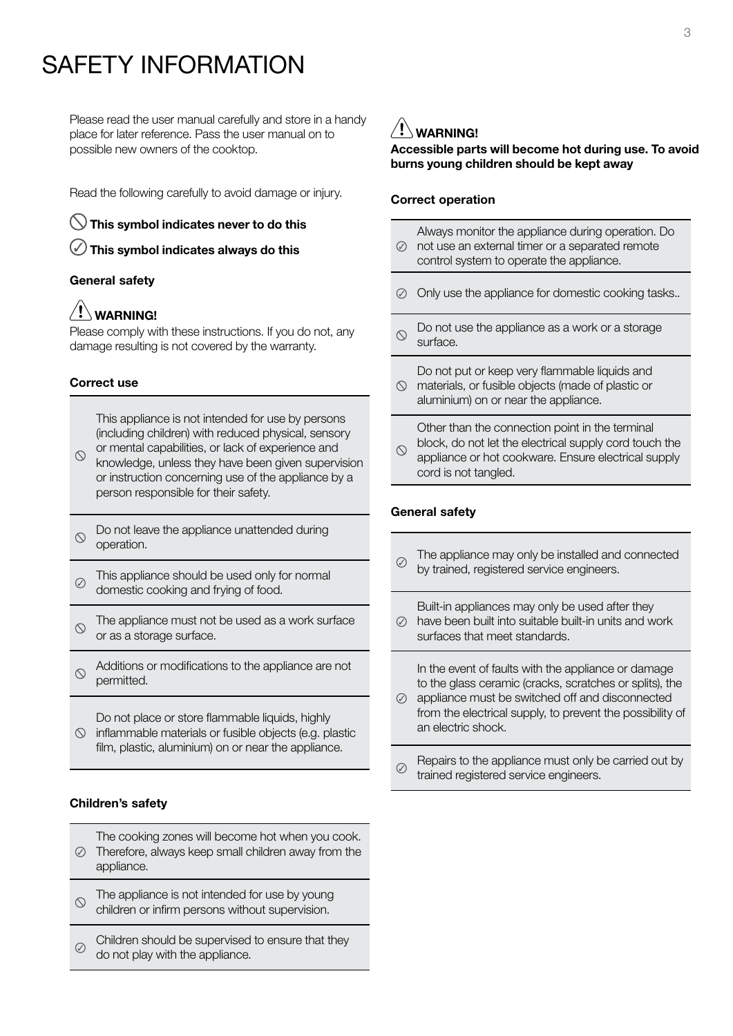# SAFETY INFORMATION

Please read the user manual carefully and store in a handy place for later reference. Pass the user manual on to possible new owners of the cooktop.

Read the following carefully to avoid damage or injury.

⃠ **This symbol indicates never to do this**

✓ **This symbol indicates always do this**

**General safety**

⚠ **WARNING!**

Please comply with these instructions. If you do not, any damage resulting is not covered by the warranty.

**Correct use**

| | |
|---|---|
| ⃠ | This appliance is not intended for use by persons (including children) with reduced physical, sensory or mental capabilities, or lack of experience and knowledge, unless they have been given supervision or instruction concerning use of the appliance by a person responsible for their safety. |
| ⃠ | Do not leave the appliance unattended during operation. |
| ✓ | This appliance should be used only for normal domestic cooking and frying of food. |
| ⃠ | The appliance must not be used as a work surface or as a storage surface. |
| ⃠ | Additions or modifications to the appliance are not permitted. |
| ⃠ | Do not place or store flammable liquids, highly inflammable materials or fusible objects (e.g. plastic film, plastic, aluminium) on or near the appliance. |

**Children's safety**

| | |
|---|---|
| ✓ | The cooking zones will become hot when you cook. Therefore, always keep small children away from the appliance. |
| ⃠ | The appliance is not intended for use by young children or infirm persons without supervision. |
| ✓ | Children should be supervised to ensure that they do not play with the appliance. |

⚠ **WARNING!**

**Accessible parts will become hot during use. To avoid burns young children should be kept away**

**Correct operation**

| | |
|---|---|
| ✓ | Always monitor the appliance during operation. Do not use an external timer or a separated remote control system to operate the appliance. |
| ✓ | Only use the appliance for domestic cooking tasks.. |
| ⃠ | Do not use the appliance as a work or a storage surface. |
| ⃠ | Do not put or keep very flammable liquids and materials, or fusible objects (made of plastic or aluminium) on or near the appliance. |
| ⃠ | Other than the connection point in the terminal block, do not let the electrical supply cord touch the appliance or hot cookware. Ensure electrical supply cord is not tangled. |

**General safety**

| | |
|---|---|
| ✓ | The appliance may only be installed and connected by trained, registered service engineers. |
| ✓ | Built-in appliances may only be used after they have been built into suitable built-in units and work surfaces that meet standards. |
| ✓ | In the event of faults with the appliance or damage to the glass ceramic (cracks, scratches or splits), the appliance must be switched off and disconnected from the electrical supply, to prevent the possibility of an electric shock. |
| ✓ | Repairs to the appliance must only be carried out by trained registered service engineers. |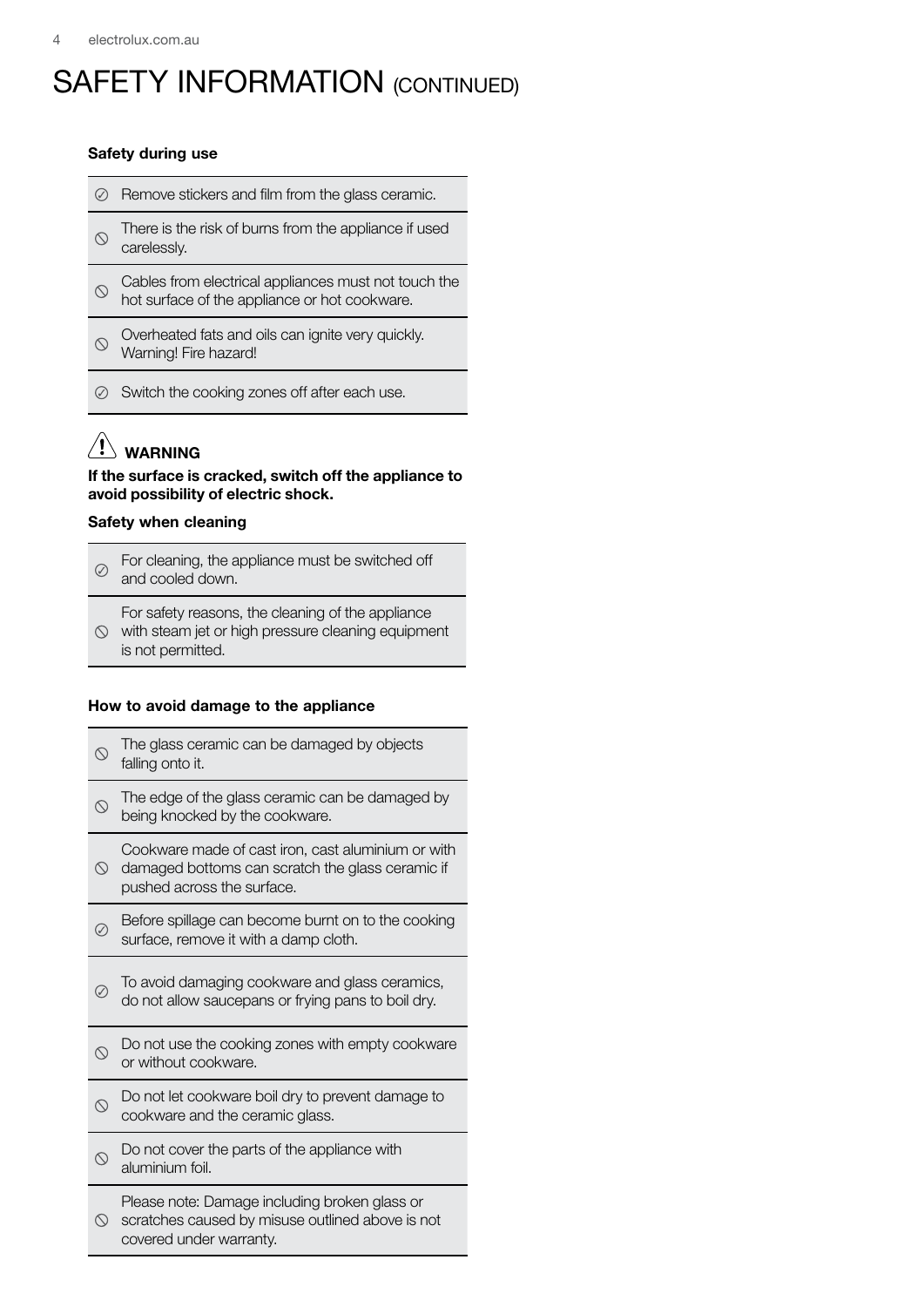# SAFETY INFORMATION (CONTINUED)

**Safety during use**

- ⊘ Remove stickers and film from the glass ceramic.
- ⦸ There is the risk of burns from the appliance if used carelessly.
- ⦸ Cables from electrical appliances must not touch the hot surface of the appliance or hot cookware.
- ⦸ Overheated fats and oils can ignite very quickly. Warning! Fire hazard!
- ⊘ Switch the cooking zones off after each use.

**⚠ WARNING**

**If the surface is cracked, switch off the appliance to avoid possibility of electric shock.**

**Safety when cleaning**

- ⊘ For cleaning, the appliance must be switched off and cooled down.
- ⦸ For safety reasons, the cleaning of the appliance with steam jet or high pressure cleaning equipment is not permitted.

**How to avoid damage to the appliance**

- ⦸ The glass ceramic can be damaged by objects falling onto it.
- ⦸ The edge of the glass ceramic can be damaged by being knocked by the cookware.
- ⦸ Cookware made of cast iron, cast aluminium or with damaged bottoms can scratch the glass ceramic if pushed across the surface.
- ⊘ Before spillage can become burnt on to the cooking surface, remove it with a damp cloth.
- ⊘ To avoid damaging cookware and glass ceramics, do not allow saucepans or frying pans to boil dry.
- ⦸ Do not use the cooking zones with empty cookware or without cookware.
- ⦸ Do not let cookware boil dry to prevent damage to cookware and the ceramic glass.
- ⦸ Do not cover the parts of the appliance with aluminium foil.
- ⦸ Please note: Damage including broken glass or scratches caused by misuse outlined above is not covered under warranty.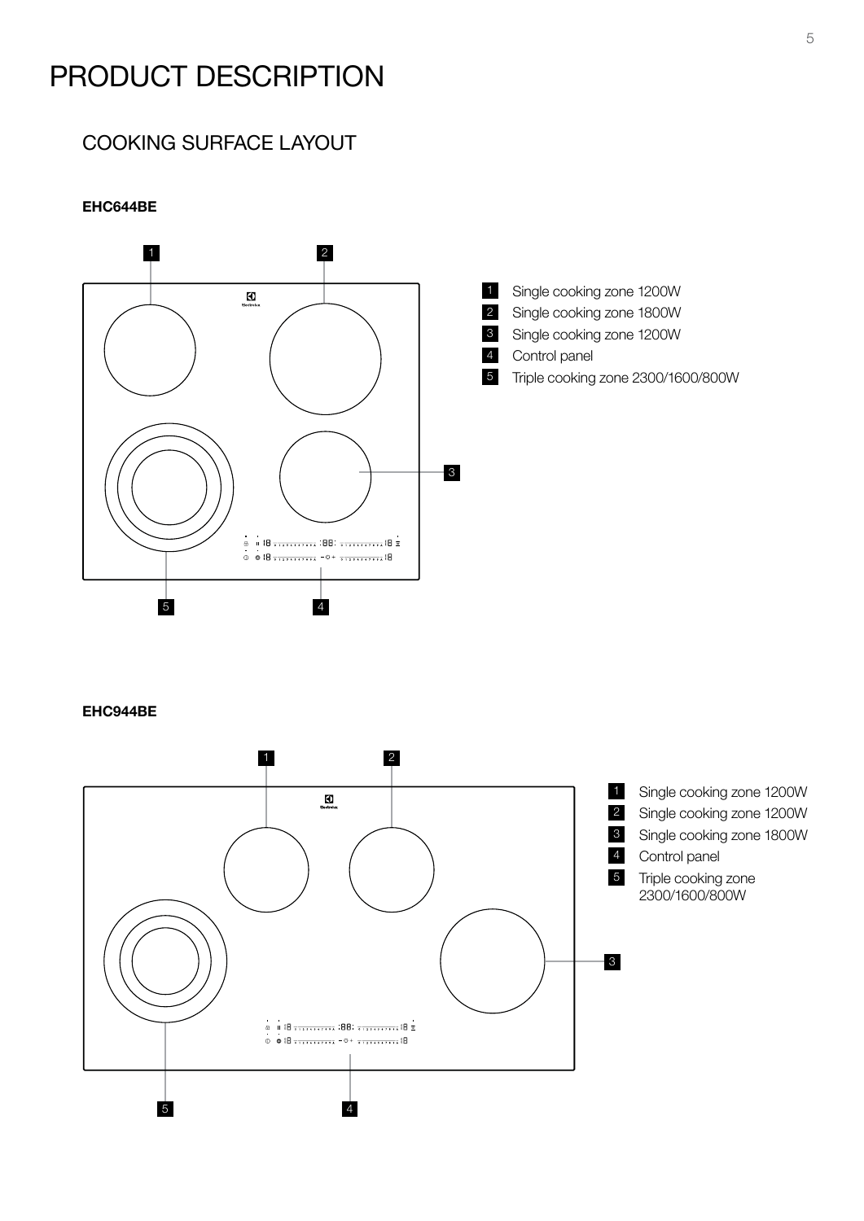# PRODUCT DESCRIPTION

## COOKING SURFACE LAYOUT

**EHC644BE**

1. Single cooking zone 1200W
2. Single cooking zone 1800W
3. Single cooking zone 1200W
4. Control panel
5. Triple cooking zone 2300/1600/800W

**EHC944BE**

1. Single cooking zone 1200W
2. Single cooking zone 1200W
3. Single cooking zone 1800W
4. Control panel
5. Triple cooking zone 2300/1600/800W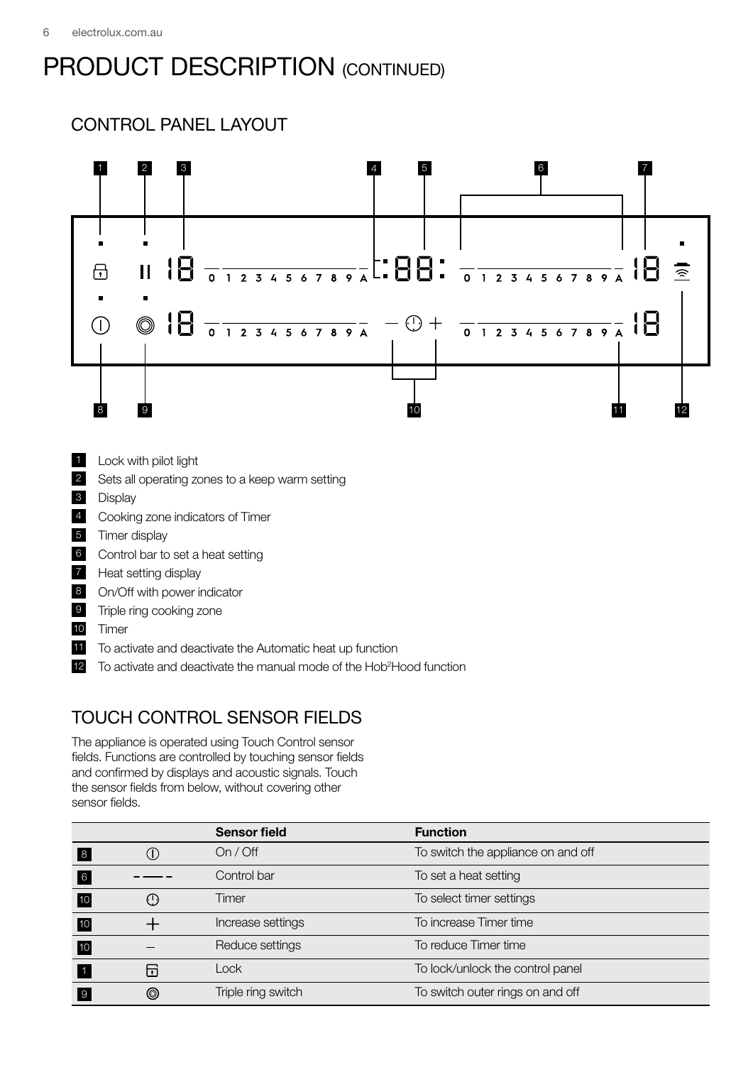# PRODUCT DESCRIPTION (CONTINUED)

## CONTROL PANEL LAYOUT

1. Lock with pilot light
2. Sets all operating zones to a keep warm setting
3. Display
4. Cooking zone indicators of Timer
5. Timer display
6. Control bar to set a heat setting
7. Heat setting display
8. On/Off with power indicator
9. Triple ring cooking zone
10. Timer
11. To activate and deactivate the Automatic heat up function
12. To activate and deactivate the manual mode of the Hob²Hood function

## TOUCH CONTROL SENSOR FIELDS

The appliance is operated using Touch Control sensor fields. Functions are controlled by touching sensor fields and confirmed by displays and acoustic signals. Touch the sensor fields from below, without covering other sensor fields.

| | | Sensor field | Function |
|---|---|---|---|
| 8 | ⏻ | On / Off | To switch the appliance on and off |
| 6 | – —— – | Control bar | To set a heat setting |
| 10 | ⏲ | Timer | To select timer settings |
| 10 | + | Increase settings | To increase Timer time |
| 10 | – | Reduce settings | To reduce Timer time |
| 1 | 🔒 | Lock | To lock/unlock the control panel |
| 9 | ◎ | Triple ring switch | To switch outer rings on and off |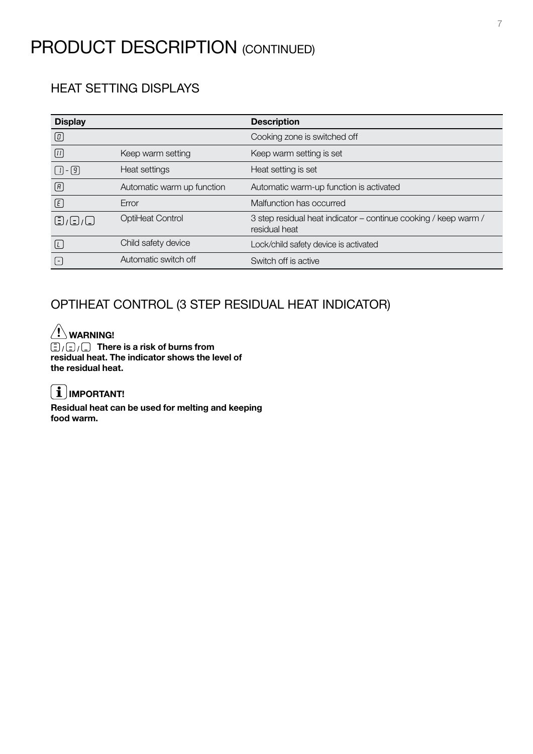# PRODUCT DESCRIPTION (CONTINUED)

## HEAT SETTING DISPLAYS

| Display | | Description |
|---|---|---|
| 0 | | Cooking zone is switched off |
| U | Keep warm setting | Keep warm setting is set |
| 1 - 9 | Heat settings | Heat setting is set |
| A | Automatic warm up function | Automatic warm-up function is activated |
| E | Error | Malfunction has occurred |
| ☰ / = / _ | OptiHeat Control | 3 step residual heat indicator – continue cooking / keep warm / residual heat |
| L | Child safety device | Lock/child safety device is activated |
| - | Automatic switch off | Switch off is active |

## OPTIHEAT CONTROL (3 STEP RESIDUAL HEAT INDICATOR)

**WARNING!**

**☰ / = / _ There is a risk of burns from residual heat. The indicator shows the level of the residual heat.**

**IMPORTANT!**

**Residual heat can be used for melting and keeping food warm.**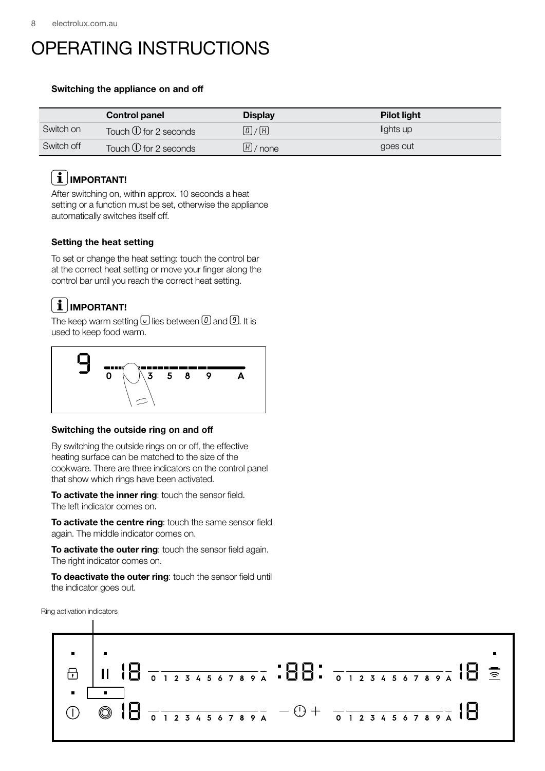# OPERATING INSTRUCTIONS

**Switching the appliance on and off**

| | Control panel | Display | Pilot light |
|---|---|---|---|
| Switch on | Touch ⓘ for 2 seconds | 0 / H | lights up |
| Switch off | Touch ⓘ for 2 seconds | H / none | goes out |

**IMPORTANT!**

After switching on, within approx. 10 seconds a heat setting or a function must be set, otherwise the appliance automatically switches itself off.

**Setting the heat setting**

To set or change the heat setting: touch the control bar at the correct heat setting or move your finger along the control bar until you reach the correct heat setting.

**IMPORTANT!**

The keep warm setting ◡ lies between 0 and 9. It is used to keep food warm.

**Switching the outside ring on and off**

By switching the outside rings on or off, the effective heating surface can be matched to the size of the cookware. There are three indicators on the control panel that show which rings have been activated.

**To activate the inner ring**: touch the sensor field. The left indicator comes on.

**To activate the centre ring**: touch the same sensor field again. The middle indicator comes on.

**To activate the outer ring**: touch the sensor field again. The right indicator comes on.

**To deactivate the outer ring**: touch the sensor field until the indicator goes out.

Ring activation indicators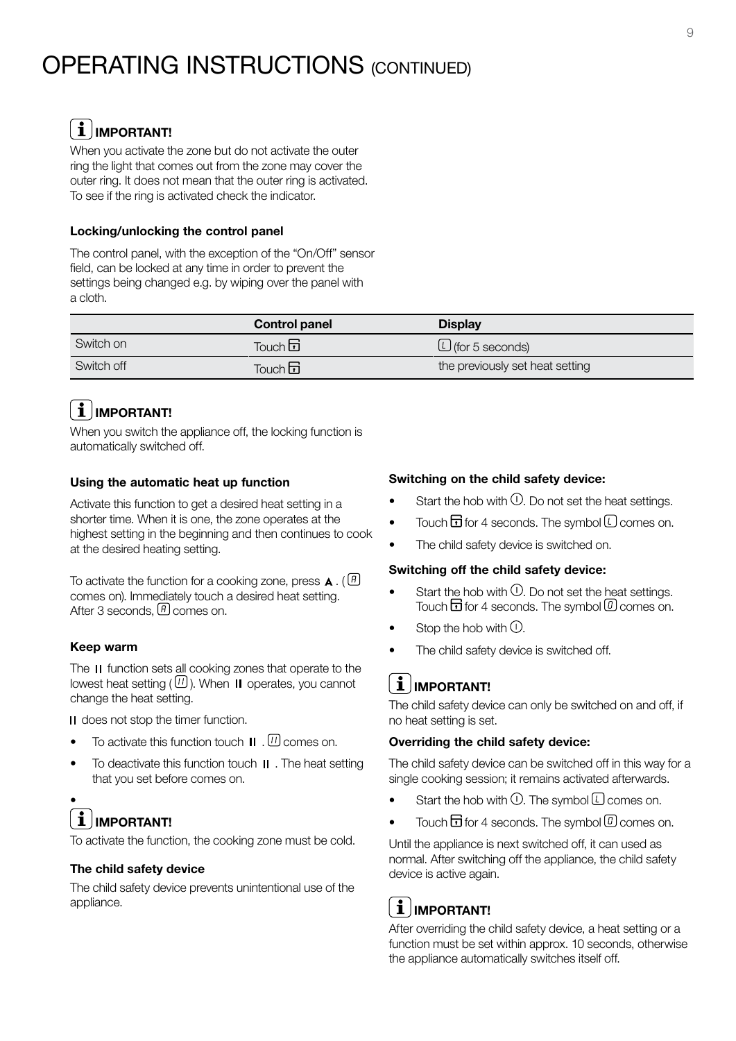# OPERATING INSTRUCTIONS (CONTINUED)

**IMPORTANT!**

When you activate the zone but do not activate the outer ring the light that comes out from the zone may cover the outer ring. It does not mean that the outer ring is activated. To see if the ring is activated check the indicator.

### Locking/unlocking the control panel

The control panel, with the exception of the “On/Off” sensor field, can be locked at any time in order to prevent the settings being changed e.g. by wiping over the panel with a cloth.

| | Control panel | Display |
|---|---|---|
| Switch on | Touch ⊡ | L (for 5 seconds) |
| Switch off | Touch ⊡ | the previously set heat setting |

**IMPORTANT!**

When you switch the appliance off, the locking function is automatically switched off.

### Using the automatic heat up function

Activate this function to get a desired heat setting in a shorter time. When it is one, the zone operates at the highest setting in the beginning and then continues to cook at the desired heating setting.

To activate the function for a cooking zone, press A . (A comes on). Immediately touch a desired heat setting. After 3 seconds, A comes on.

### Keep warm

The II function sets all cooking zones that operate to the lowest heat setting (U). When II operates, you cannot change the heat setting.

II does not stop the timer function.

- To activate this function touch II . U comes on.
- To deactivate this function touch II . The heat setting that you set before comes on.

**IMPORTANT!**

To activate the function, the cooking zone must be cold.

### The child safety device

The child safety device prevents unintentional use of the appliance.

### Switching on the child safety device:

- Start the hob with ①. Do not set the heat settings.
- Touch ⊡ for 4 seconds. The symbol L comes on.
- The child safety device is switched on.

### Switching off the child safety device:

- Start the hob with ①. Do not set the heat settings. Touch ⊡ for 4 seconds. The symbol 0 comes on.
- Stop the hob with ①.
- The child safety device is switched off.

**IMPORTANT!**

The child safety device can only be switched on and off, if no heat setting is set.

### Overriding the child safety device:

The child safety device can be switched off in this way for a single cooking session; it remains activated afterwards.

- Start the hob with ①. The symbol L comes on.
- Touch ⊡ for 4 seconds. The symbol 0 comes on.

Until the appliance is next switched off, it can used as normal. After switching off the appliance, the child safety device is active again.

**IMPORTANT!**

After overriding the child safety device, a heat setting or a function must be set within approx. 10 seconds, otherwise the appliance automatically switches itself off.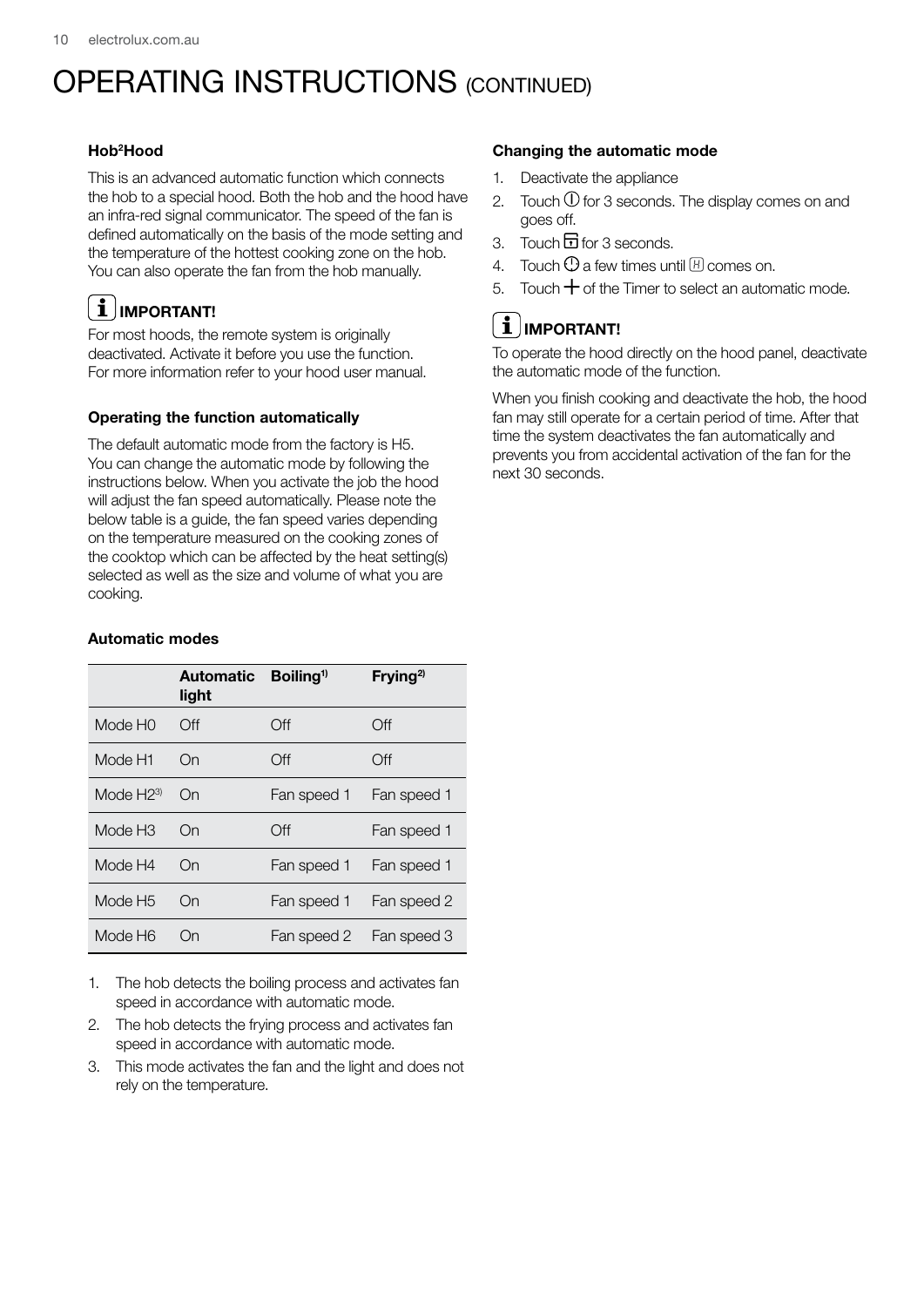# OPERATING INSTRUCTIONS (CONTINUED)

### Hob[2]Hood

This is an advanced automatic function which connects the hob to a special hood. Both the hob and the hood have an infra-red signal communicator. The speed of the fan is defined automatically on the basis of the mode setting and the temperature of the hottest cooking zone on the hob. You can also operate the fan from the hob manually.

**IMPORTANT!**

For most hoods, the remote system is originally deactivated. Activate it before you use the function. For more information refer to your hood user manual.

### Operating the function automatically

The default automatic mode from the factory is H5. You can change the automatic mode by following the instructions below. When you activate the job the hood will adjust the fan speed automatically. Please note the below table is a guide, the fan speed varies depending on the temperature measured on the cooking zones of the cooktop which can be affected by the heat setting(s) selected as well as the size and volume of what you are cooking.

### Automatic modes

| | Automatic light | Boiling[1)] | Frying[2)] |
|---|---|---|---|
| Mode H0 | Off | Off | Off |
| Mode H1 | On | Off | Off |
| Mode H2[3)] | On | Fan speed 1 | Fan speed 1 |
| Mode H3 | On | Off | Fan speed 1 |
| Mode H4 | On | Fan speed 1 | Fan speed 1 |
| Mode H5 | On | Fan speed 1 | Fan speed 2 |
| Mode H6 | On | Fan speed 2 | Fan speed 3 |

1. The hob detects the boiling process and activates fan speed in accordance with automatic mode.
2. The hob detects the frying process and activates fan speed in accordance with automatic mode.
3. This mode activates the fan and the light and does not rely on the temperature.

### Changing the automatic mode

1. Deactivate the appliance
2. Touch ⓘ for 3 seconds. The display comes on and goes off.
3. Touch the lock symbol for 3 seconds.
4. Touch the fan symbol a few times until H comes on.
5. Touch + of the Timer to select an automatic mode.

**IMPORTANT!**

To operate the hood directly on the hood panel, deactivate the automatic mode of the function.

When you finish cooking and deactivate the hob, the hood fan may still operate for a certain period of time. After that time the system deactivates the fan automatically and prevents you from accidental activation of the fan for the next 30 seconds.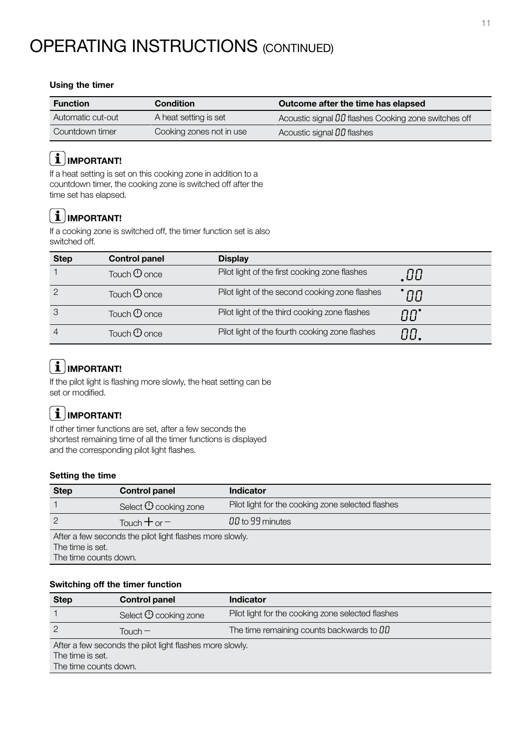# OPERATING INSTRUCTIONS (CONTINUED)

**Using the timer**

| Function | Condition | Outcome after the time has elapsed |
|---|---|---|
| Automatic cut-out | A heat setting is set | Acoustic signal 00 flashes Cooking zone switches off |
| Countdown timer | Cooking zones not in use | Acoustic signal 00 flashes |

**IMPORTANT!**

If a heat setting is set on this cooking zone in addition to a countdown timer, the cooking zone is switched off after the time set has elapsed.

**IMPORTANT!**

If a cooking zone is switched off, the timer function set is also switched off.

| Step | Control panel | Display | |
|---|---|---|---|
| 1 | Touch ⏻ once | Pilot light of the first cooking zone flashes | .00 |
| 2 | Touch ⏻ once | Pilot light of the second cooking zone flashes | ˙00 |
| 3 | Touch ⏻ once | Pilot light of the third cooking zone flashes | 00˙ |
| 4 | Touch ⏻ once | Pilot light of the fourth cooking zone flashes | 00. |

**IMPORTANT!**

If the pilot light is flashing more slowly, the heat setting can be set or modified.

**IMPORTANT!**

If other timer functions are set, after a few seconds the shortest remaining time of all the timer functions is displayed and the corresponding pilot light flashes.

**Setting the time**

| Step | Control panel | Indicator |
|---|---|---|
| 1 | Select ⏻ cooking zone | Pilot light for the cooking zone selected flashes |
| 2 | Touch + or – | 00 to 99 minutes |
| After a few seconds the pilot light flashes more slowly.<br>The time is set.<br>The time counts down. | | |

**Switching off the timer function**

| Step | Control panel | Indicator |
|---|---|---|
| 1 | Select ⏻ cooking zone | Pilot light for the cooking zone selected flashes |
| 2 | Touch – | The time remaining counts backwards to 00 |
| After a few seconds the pilot light flashes more slowly.<br>The time is set.<br>The time counts down. | | |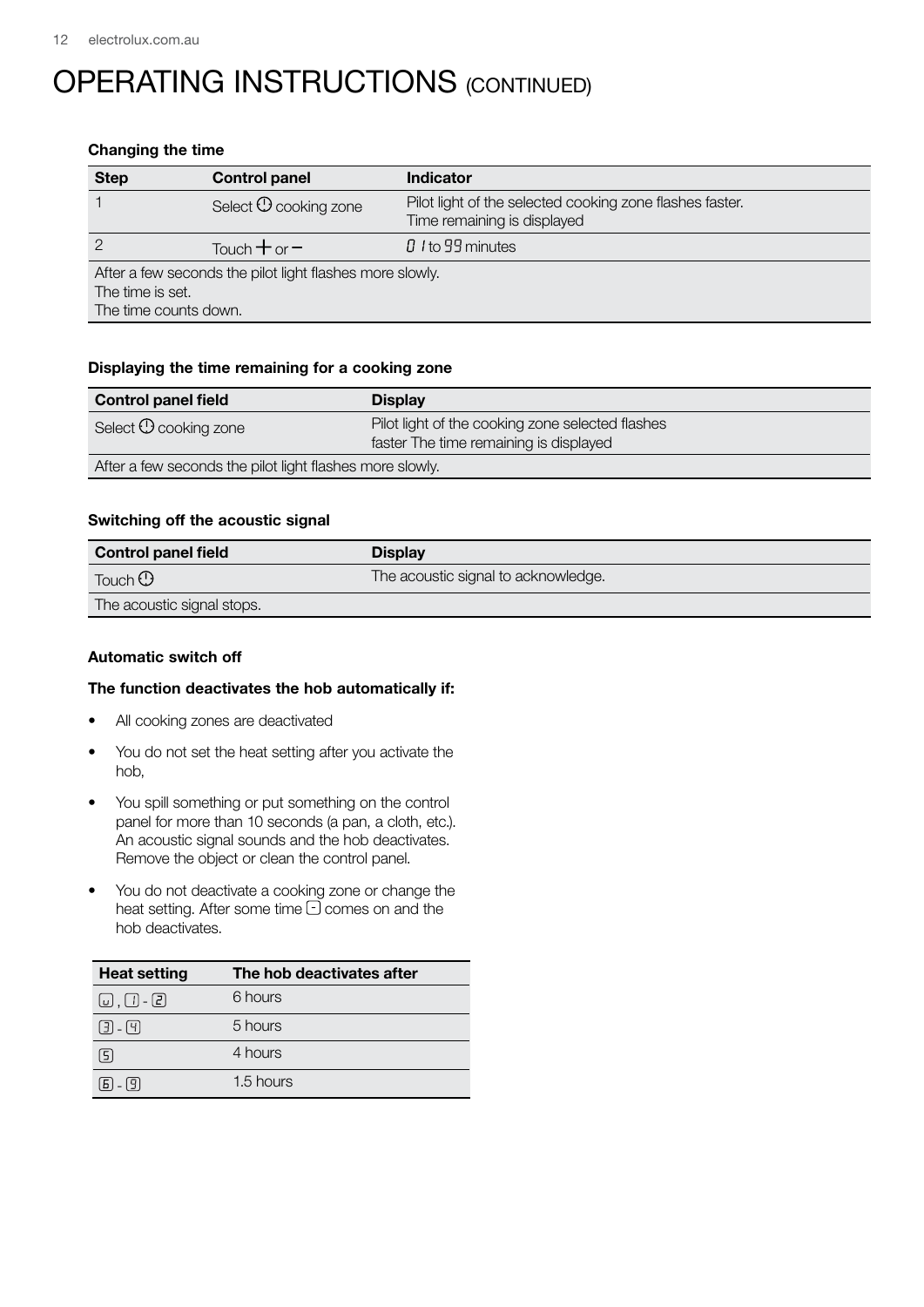# OPERATING INSTRUCTIONS (CONTINUED)

**Changing the time**

| Step | Control panel | Indicator |
|---|---|---|
| 1 | Select ⏲ cooking zone | Pilot light of the selected cooking zone flashes faster. Time remaining is displayed |
| 2 | Touch + or − | 01 to 99 minutes |
| After a few seconds the pilot light flashes more slowly. The time is set. The time counts down. | | |

**Displaying the time remaining for a cooking zone**

| Control panel field | Display |
|---|---|
| Select ⏲ cooking zone | Pilot light of the cooking zone selected flashes faster The time remaining is displayed |
| After a few seconds the pilot light flashes more slowly. | |

**Switching off the acoustic signal**

| Control panel field | Display |
|---|---|
| Touch ⏲ | The acoustic signal to acknowledge. |
| The acoustic signal stops. | |

**Automatic switch off**

**The function deactivates the hob automatically if:**

- All cooking zones are deactivated
- You do not set the heat setting after you activate the hob,
- You spill something or put something on the control panel for more than 10 seconds (a pan, a cloth, etc.). An acoustic signal sounds and the hob deactivates. Remove the object or clean the control panel.
- You do not deactivate a cooking zone or change the heat setting. After some time - comes on and the hob deactivates.

| Heat setting | The hob deactivates after |
|---|---|
| u, 1 - 2 | 6 hours |
| 3 - 4 | 5 hours |
| 5 | 4 hours |
| 6 - 9 | 1.5 hours |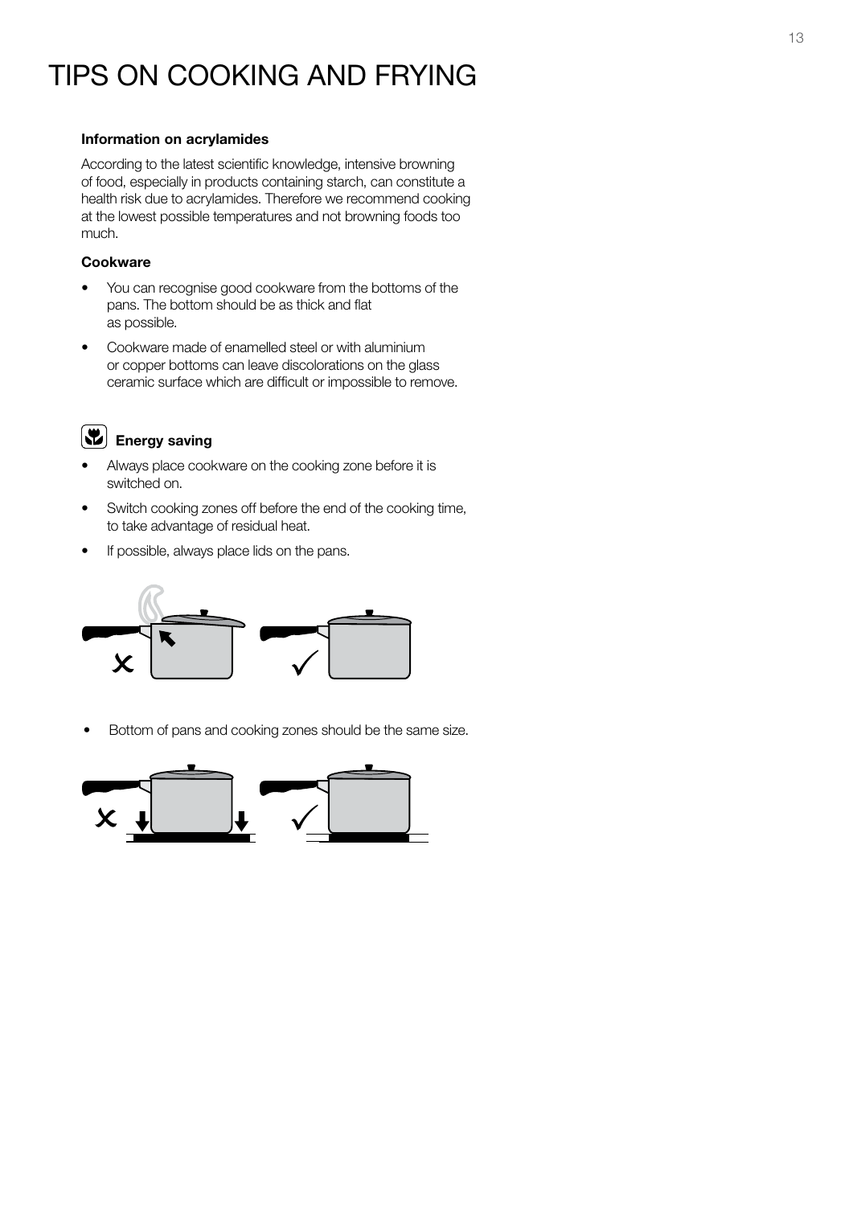# TIPS ON COOKING AND FRYING

**Information on acrylamides**

According to the latest scientific knowledge, intensive browning of food, especially in products containing starch, can constitute a health risk due to acrylamides. Therefore we recommend cooking at the lowest possible temperatures and not browning foods too much.

**Cookware**

- You can recognise good cookware from the bottoms of the pans. The bottom should be as thick and flat as possible.
- Cookware made of enamelled steel or with aluminium or copper bottoms can leave discolorations on the glass ceramic surface which are difficult or impossible to remove.

**Energy saving**

- Always place cookware on the cooking zone before it is switched on.
- Switch cooking zones off before the end of the cooking time, to take advantage of residual heat.
- If possible, always place lids on the pans.

- Bottom of pans and cooking zones should be the same size.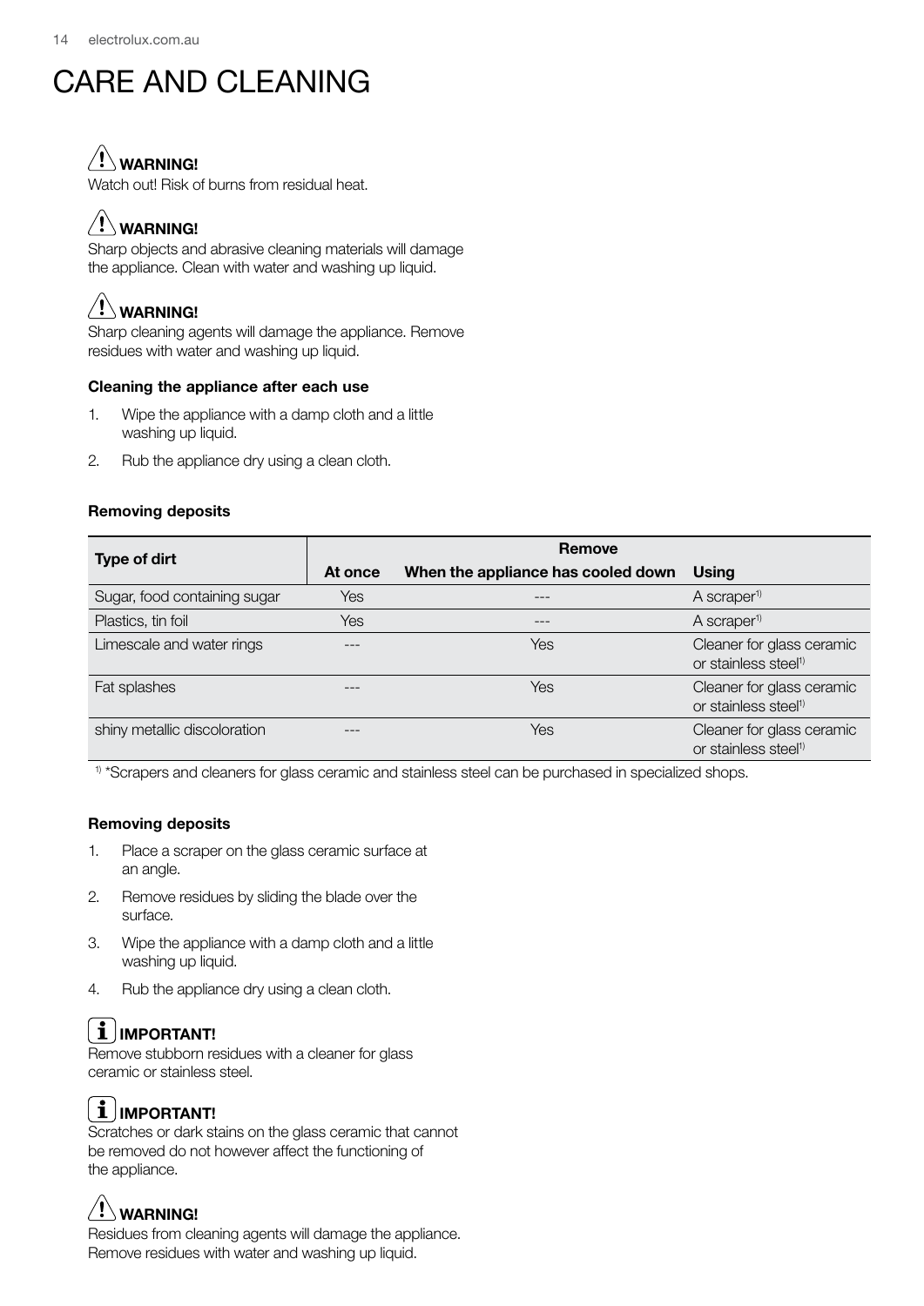# CARE AND CLEANING

**WARNING!**
Watch out! Risk of burns from residual heat.

**WARNING!**
Sharp objects and abrasive cleaning materials will damage the appliance. Clean with water and washing up liquid.

**WARNING!**
Sharp cleaning agents will damage the appliance. Remove residues with water and washing up liquid.

**Cleaning the appliance after each use**

1. Wipe the appliance with a damp cloth and a little washing up liquid.
2. Rub the appliance dry using a clean cloth.

**Removing deposits**

| Type of dirt | Remove | | |
|---|---|---|---|
| | **At once** | **When the appliance has cooled down** | **Using** |
| Sugar, food containing sugar | Yes | --- | A scraper[1] |
| Plastics, tin foil | Yes | --- | A scraper[1] |
| Limescale and water rings | --- | Yes | Cleaner for glass ceramic or stainless steel[1] |
| Fat splashes | --- | Yes | Cleaner for glass ceramic or stainless steel[1] |
| shiny metallic discoloration | --- | Yes | Cleaner for glass ceramic or stainless steel[1] |

[1] *Scrapers and cleaners for glass ceramic and stainless steel can be purchased in specialized shops.

**Removing deposits**

1. Place a scraper on the glass ceramic surface at an angle.
2. Remove residues by sliding the blade over the surface.
3. Wipe the appliance with a damp cloth and a little washing up liquid.
4. Rub the appliance dry using a clean cloth.

**IMPORTANT!**
Remove stubborn residues with a cleaner for glass ceramic or stainless steel.

**IMPORTANT!**
Scratches or dark stains on the glass ceramic that cannot be removed do not however affect the functioning of the appliance.

**WARNING!**
Residues from cleaning agents will damage the appliance. Remove residues with water and washing up liquid.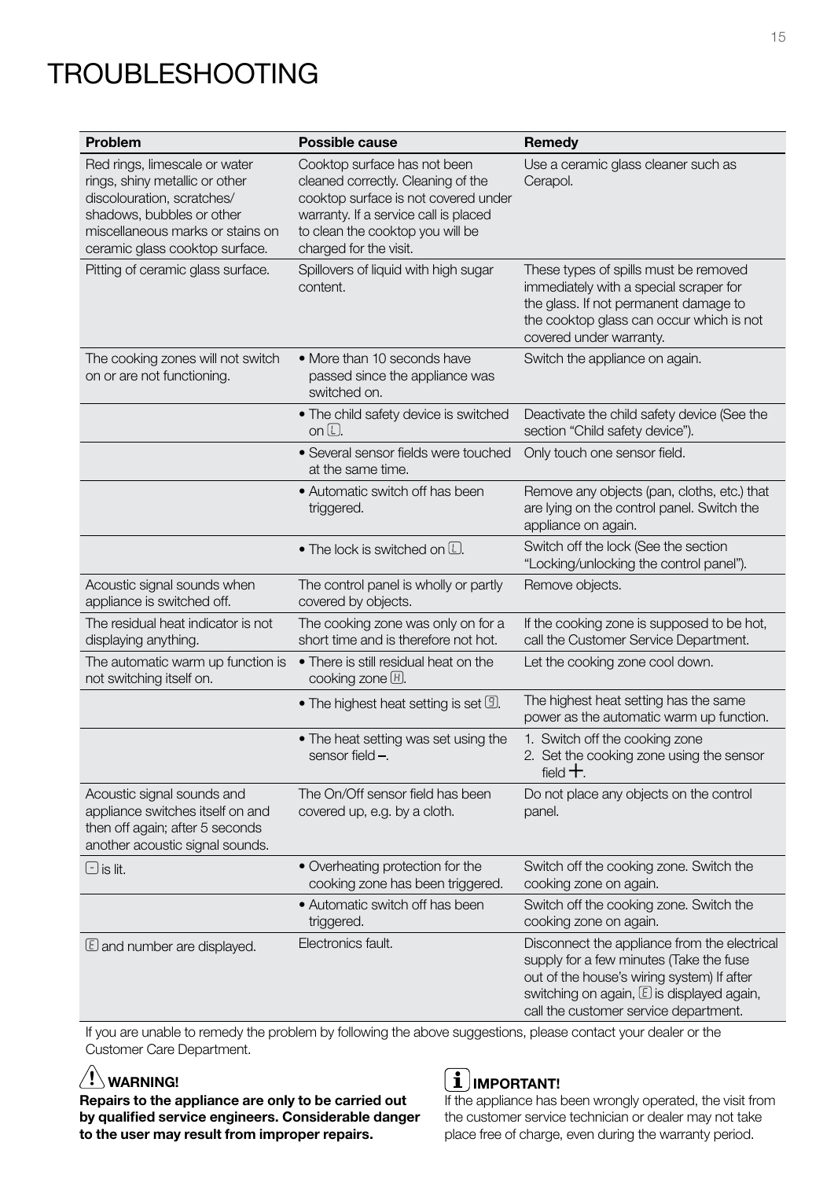# TROUBLESHOOTING

| Problem | Possible cause | Remedy |
|---|---|---|
| Red rings, limescale or water rings, shiny metallic or other discolouration, scratches/ shadows, bubbles or other miscellaneous marks or stains on ceramic glass cooktop surface. | Cooktop surface has not been cleaned correctly. Cleaning of the cooktop surface is not covered under warranty. If a service call is placed to clean the cooktop you will be charged for the visit. | Use a ceramic glass cleaner such as Cerapol. |
| Pitting of ceramic glass surface. | Spillovers of liquid with high sugar content. | These types of spills must be removed immediately with a special scraper for the glass. If not permanent damage to the cooktop glass can occur which is not covered under warranty. |
| The cooking zones will not switch on or are not functioning. | • More than 10 seconds have passed since the appliance was switched on. | Switch the appliance on again. |
| | • The child safety device is switched on L. | Deactivate the child safety device (See the section "Child safety device"). |
| | • Several sensor fields were touched at the same time. | Only touch one sensor field. |
| | • Automatic switch off has been triggered. | Remove any objects (pan, cloths, etc.) that are lying on the control panel. Switch the appliance on again. |
| | • The lock is switched on L. | Switch off the lock (See the section "Locking/unlocking the control panel"). |
| Acoustic signal sounds when appliance is switched off. | The control panel is wholly or partly covered by objects. | Remove objects. |
| The residual heat indicator is not displaying anything. | The cooking zone was only on for a short time and is therefore not hot. | If the cooking zone is supposed to be hot, call the Customer Service Department. |
| The automatic warm up function is not switching itself on. | • There is still residual heat on the cooking zone H. | Let the cooking zone cool down. |
| | • The highest heat setting is set 9. | The highest heat setting has the same power as the automatic warm up function. |
| | • The heat setting was set using the sensor field –. | 1. Switch off the cooking zone<br>2. Set the cooking zone using the sensor field +. |
| Acoustic signal sounds and appliance switches itself on and then off again; after 5 seconds another acoustic signal sounds. | The On/Off sensor field has been covered up, e.g. by a cloth. | Do not place any objects on the control panel. |
| - is lit. | • Overheating protection for the cooking zone has been triggered. | Switch off the cooking zone. Switch the cooking zone on again. |
| | • Automatic switch off has been triggered. | Switch off the cooking zone. Switch the cooking zone on again. |
| E and number are displayed. | Electronics fault. | Disconnect the appliance from the electrical supply for a few minutes (Take the fuse out of the house's wiring system) If after switching on again, E is displayed again, call the customer service department. |

If you are unable to remedy the problem by following the above suggestions, please contact your dealer or the Customer Care Department.

**WARNING!**

**Repairs to the appliance are only to be carried out by qualified service engineers. Considerable danger to the user may result from improper repairs.**

**IMPORTANT!**

If the appliance has been wrongly operated, the visit from the customer service technician or dealer may not take place free of charge, even during the warranty period.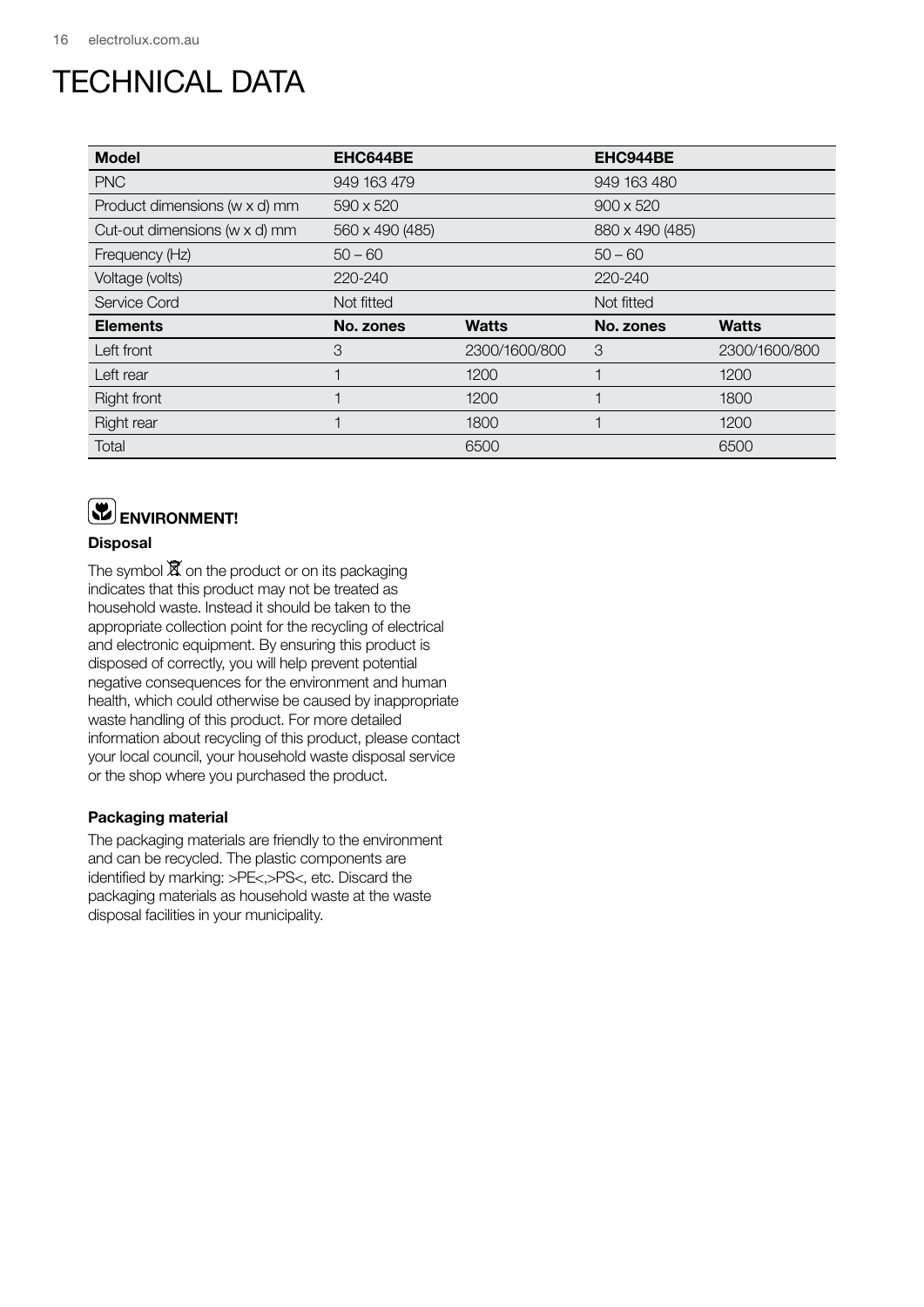# TECHNICAL DATA

| Model | EHC644BE | | EHC944BE | |
|---|---|---|---|---|
| PNC | 949 163 479 | | 949 163 480 | |
| Product dimensions (w x d) mm | 590 x 520 | | 900 x 520 | |
| Cut-out dimensions (w x d) mm | 560 x 490 (485) | | 880 x 490 (485) | |
| Frequency (Hz) | 50 – 60 | | 50 – 60 | |
| Voltage (volts) | 220-240 | | 220-240 | |
| Service Cord | Not fitted | | Not fitted | |
| **Elements** | **No. zones** | **Watts** | **No. zones** | **Watts** |
| Left front | 3 | 2300/1600/800 | 3 | 2300/1600/800 |
| Left rear | 1 | 1200 | 1 | 1200 |
| Right front | 1 | 1200 | 1 | 1800 |
| Right rear | 1 | 1800 | 1 | 1200 |
| Total | | 6500 | | 6500 |

## ENVIRONMENT!

**Disposal**

The symbol on the product or on its packaging indicates that this product may not be treated as household waste. Instead it should be taken to the appropriate collection point for the recycling of electrical and electronic equipment. By ensuring this product is disposed of correctly, you will help prevent potential negative consequences for the environment and human health, which could otherwise be caused by inappropriate waste handling of this product. For more detailed information about recycling of this product, please contact your local council, your household waste disposal service or the shop where you purchased the product.

**Packaging material**

The packaging materials are friendly to the environment and can be recycled. The plastic components are identified by marking: >PE<,>PS<, etc. Discard the packaging materials as household waste at the waste disposal facilities in your municipality.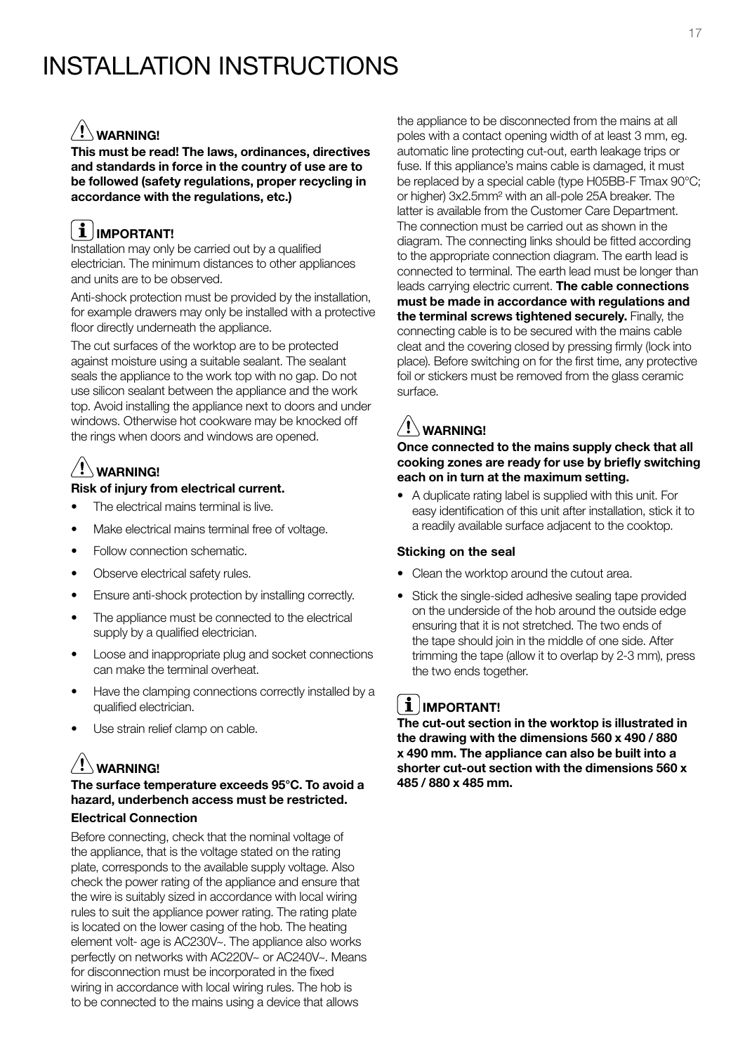# INSTALLATION INSTRUCTIONS

**WARNING!**

**This must be read! The laws, ordinances, directives and standards in force in the country of use are to be followed (safety regulations, proper recycling in accordance with the regulations, etc.)**

**IMPORTANT!**

Installation may only be carried out by a qualified electrician. The minimum distances to other appliances and units are to be observed.

Anti-shock protection must be provided by the installation, for example drawers may only be installed with a protective floor directly underneath the appliance.

The cut surfaces of the worktop are to be protected against moisture using a suitable sealant. The sealant seals the appliance to the work top with no gap. Do not use silicon sealant between the appliance and the work top. Avoid installing the appliance next to doors and under windows. Otherwise hot cookware may be knocked off the rings when doors and windows are opened.

**WARNING!**

**Risk of injury from electrical current.**

- The electrical mains terminal is live.
- Make electrical mains terminal free of voltage.
- Follow connection schematic.
- Observe electrical safety rules.
- Ensure anti-shock protection by installing correctly.
- The appliance must be connected to the electrical supply by a qualified electrician.
- Loose and inappropriate plug and socket connections can make the terminal overheat.
- Have the clamping connections correctly installed by a qualified electrician.
- Use strain relief clamp on cable.

**WARNING!**

**The surface temperature exceeds 95°C. To avoid a hazard, underbench access must be restricted.**

**Electrical Connection**

Before connecting, check that the nominal voltage of the appliance, that is the voltage stated on the rating plate, corresponds to the available supply voltage. Also check the power rating of the appliance and ensure that the wire is suitably sized in accordance with local wiring rules to suit the appliance power rating. The rating plate is located on the lower casing of the hob. The heating element volt- age is AC230V~. The appliance also works perfectly on networks with AC220V~ or AC240V~. Means for disconnection must be incorporated in the fixed wiring in accordance with local wiring rules. The hob is to be connected to the mains using a device that allows the appliance to be disconnected from the mains at all poles with a contact opening width of at least 3 mm, eg. automatic line protecting cut-out, earth leakage trips or fuse. If this appliance's mains cable is damaged, it must be replaced by a special cable (type H05BB-F Tmax 90°C; or higher) 3x2.5mm² with an all-pole 25A breaker. The latter is available from the Customer Care Department. The connection must be carried out as shown in the diagram. The connecting links should be fitted according to the appropriate connection diagram. The earth lead is connected to terminal. The earth lead must be longer than leads carrying electric current. **The cable connections must be made in accordance with regulations and the terminal screws tightened securely.** Finally, the connecting cable is to be secured with the mains cable cleat and the covering closed by pressing firmly (lock into place). Before switching on for the first time, any protective foil or stickers must be removed from the glass ceramic surface.

**WARNING!**

**Once connected to the mains supply check that all cooking zones are ready for use by briefly switching each on in turn at the maximum setting.**

- A duplicate rating label is supplied with this unit. For easy identification of this unit after installation, stick it to a readily available surface adjacent to the cooktop.

**Sticking on the seal**

- Clean the worktop around the cutout area.
- Stick the single-sided adhesive sealing tape provided on the underside of the hob around the outside edge ensuring that it is not stretched. The two ends of the tape should join in the middle of one side. After trimming the tape (allow it to overlap by 2-3 mm), press the two ends together.

**IMPORTANT!**

**The cut-out section in the worktop is illustrated in the drawing with the dimensions 560 x 490 / 880 x 490 mm. The appliance can also be built into a shorter cut-out section with the dimensions 560 x 485 / 880 x 485 mm.**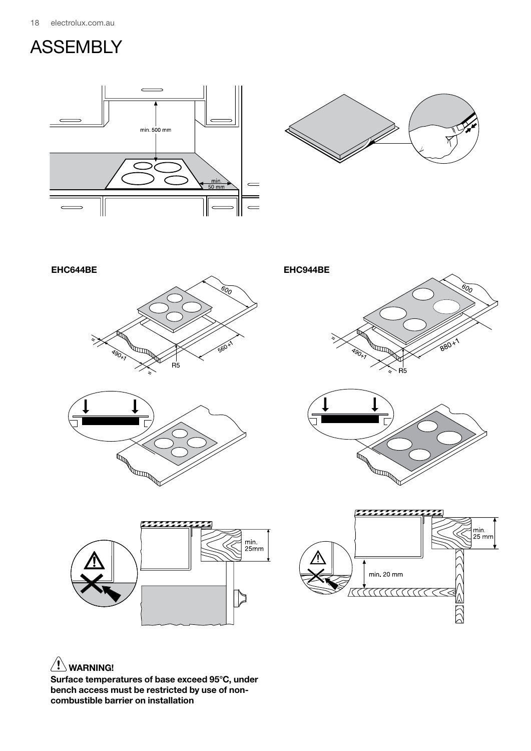# ASSEMBLY

min. 500 mm

min. 50 mm

**EHC644BE**

600

490+1

560+1

R5

**EHC944BE**

600

490+1

880+1

R5

min. 25mm

min. 25 mm

min. 20 mm

**WARNING!**

**Surface temperatures of base exceed 95°C, under bench access must be restricted by use of non-combustible barrier on installation**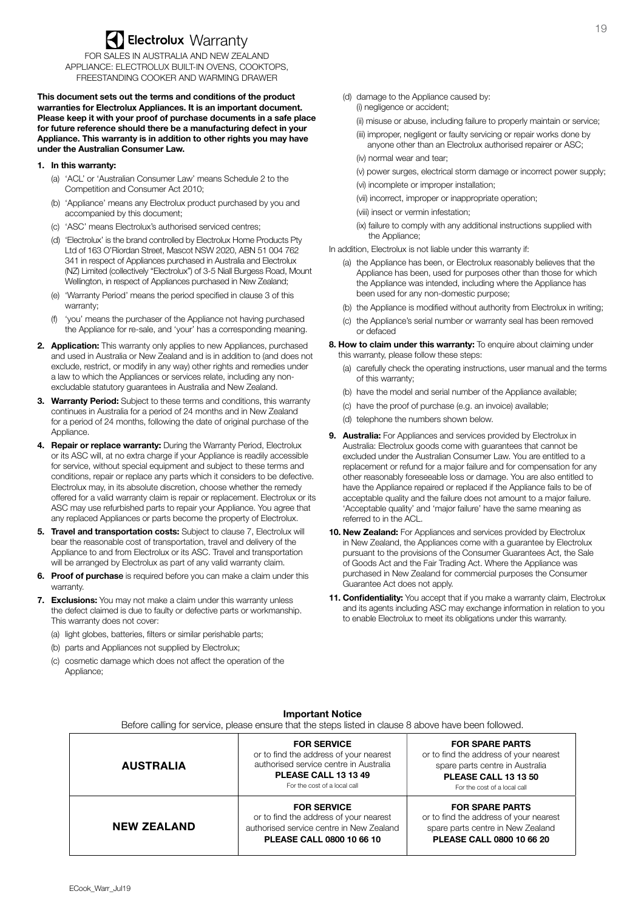# Electrolux Warranty

FOR SALES IN AUSTRALIA AND NEW ZEALAND
APPLIANCE: ELECTROLUX BUILT-IN OVENS, COOKTOPS, FREESTANDING COOKER AND WARMING DRAWER

**This document sets out the terms and conditions of the product warranties for Electrolux Appliances. It is an important document. Please keep it with your proof of purchase documents in a safe place for future reference should there be a manufacturing defect in your Appliance. This warranty is in addition to other rights you may have under the Australian Consumer Law.**

1. **In this warranty:**
   (a) 'ACL' or 'Australian Consumer Law' means Schedule 2 to the Competition and Consumer Act 2010;
   (b) 'Appliance' means any Electrolux product purchased by you and accompanied by this document;
   (c) 'ASC' means Electrolux's authorised serviced centres;
   (d) 'Electrolux' is the brand controlled by Electrolux Home Products Pty Ltd of 163 O'Riordan Street, Mascot NSW 2020, ABN 51 004 762 341 in respect of Appliances purchased in Australia and Electrolux (NZ) Limited (collectively "Electrolux") of 3-5 Niall Burgess Road, Mount Wellington, in respect of Appliances purchased in New Zealand;
   (e) 'Warranty Period' means the period specified in clause 3 of this warranty;
   (f) 'you' means the purchaser of the Appliance not having purchased the Appliance for re-sale, and 'your' has a corresponding meaning.
2. **Application:** This warranty only applies to new Appliances, purchased and used in Australia or New Zealand and is in addition to (and does not exclude, restrict, or modify in any way) other rights and remedies under a law to which the Appliances or services relate, including any non-excludable statutory guarantees in Australia and New Zealand.
3. **Warranty Period:** Subject to these terms and conditions, this warranty continues in Australia for a period of 24 months and in New Zealand for a period of 24 months, following the date of original purchase of the Appliance.
4. **Repair or replace warranty:** During the Warranty Period, Electrolux or its ASC will, at no extra charge if your Appliance is readily accessible for service, without special equipment and subject to these terms and conditions, repair or replace any parts which it considers to be defective. Electrolux may, in its absolute discretion, choose whether the remedy offered for a valid warranty claim is repair or replacement. Electrolux or its ASC may use refurbished parts to repair your Appliance. You agree that any replaced Appliances or parts become the property of Electrolux.
5. **Travel and transportation costs:** Subject to clause 7, Electrolux will bear the reasonable cost of transportation, travel and delivery of the Appliance to and from Electrolux or its ASC. Travel and transportation will be arranged by Electrolux as part of any valid warranty claim.
6. **Proof of purchase** is required before you can make a claim under this warranty.
7. **Exclusions:** You may not make a claim under this warranty unless the defect claimed is due to faulty or defective parts or workmanship. This warranty does not cover:
   (a) light globes, batteries, filters or similar perishable parts;
   (b) parts and Appliances not supplied by Electrolux;
   (c) cosmetic damage which does not affect the operation of the Appliance;
   (d) damage to the Appliance caused by:
      (i) negligence or accident;
      (ii) misuse or abuse, including failure to properly maintain or service;
      (iii) improper, negligent or faulty servicing or repair works done by anyone other than an Electrolux authorised repairer or ASC;
      (iv) normal wear and tear;
      (v) power surges, electrical storm damage or incorrect power supply;
      (vi) incomplete or improper installation;
      (vii) incorrect, improper or inappropriate operation;
      (viii) insect or vermin infestation;
      (ix) failure to comply with any additional instructions supplied with the Appliance;

   In addition, Electrolux is not liable under this warranty if:
   (a) the Appliance has been, or Electrolux reasonably believes that the Appliance has been, used for purposes other than those for which the Appliance was intended, including where the Appliance has been used for any non-domestic purpose;
   (b) the Appliance is modified without authority from Electrolux in writing;
   (c) the Appliance's serial number or warranty seal has been removed or defaced
8. **How to claim under this warranty:** To enquire about claiming under this warranty, please follow these steps:
   (a) carefully check the operating instructions, user manual and the terms of this warranty;
   (b) have the model and serial number of the Appliance available;
   (c) have the proof of purchase (e.g. an invoice) available;
   (d) telephone the numbers shown below.
9. **Australia:** For Appliances and services provided by Electrolux in Australia: Electrolux goods come with guarantees that cannot be excluded under the Australian Consumer Law. You are entitled to a replacement or refund for a major failure and for compensation for any other reasonably foreseeable loss or damage. You are also entitled to have the Appliance repaired or replaced if the Appliance fails to be of acceptable quality and the failure does not amount to a major failure. 'Acceptable quality' and 'major failure' have the same meaning as referred to in the ACL.
10. **New Zealand:** For Appliances and services provided by Electrolux in New Zealand, the Appliances come with a guarantee by Electrolux pursuant to the provisions of the Consumer Guarantees Act, the Sale of Goods Act and the Fair Trading Act. Where the Appliance was purchased in New Zealand for commercial purposes the Consumer Guarantee Act does not apply.
11. **Confidentiality:** You accept that if you make a warranty claim, Electrolux and its agents including ASC may exchange information in relation to you to enable Electrolux to meet its obligations under this warranty.

**Important Notice**

Before calling for service, please ensure that the steps listed in clause 8 above have been followed.

| | | |
|---|---|---|
| **AUSTRALIA** | **FOR SERVICE** or to find the address of your nearest authorised service centre in Australia **PLEASE CALL 13 13 49** For the cost of a local call | **FOR SPARE PARTS** or to find the address of your nearest spare parts centre in Australia **PLEASE CALL 13 13 50** For the cost of a local call |
| **NEW ZEALAND** | **FOR SERVICE** or to find the address of your nearest authorised service centre in New Zealand **PLEASE CALL 0800 10 66 10** | **FOR SPARE PARTS** or to find the address of your nearest spare parts centre in New Zealand **PLEASE CALL 0800 10 66 20** |

ECook_Warr_Jul19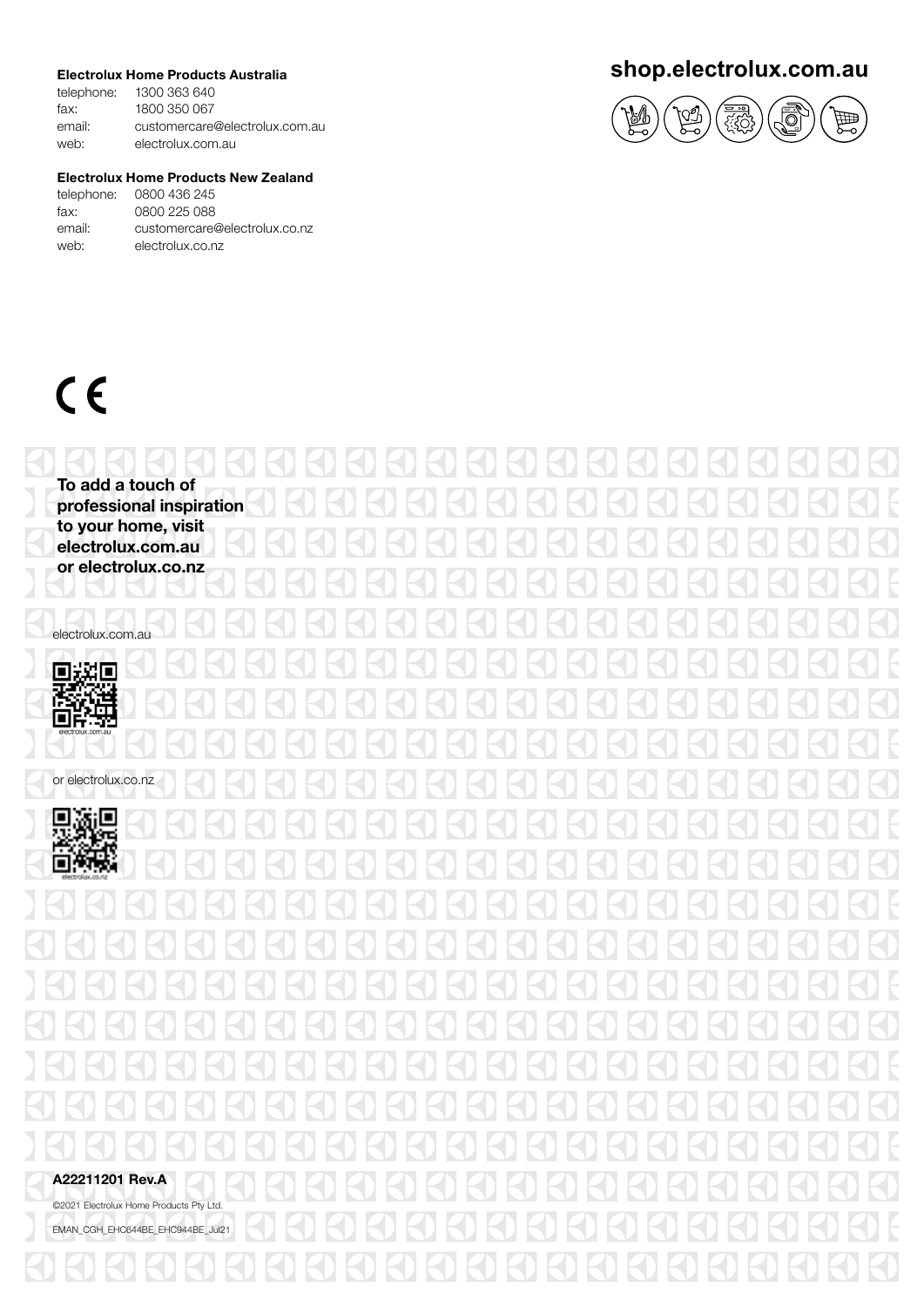**Electrolux Home Products Australia**

telephone: 1300 363 640
fax: 1800 350 067
email: customercare@electrolux.com.au
web: electrolux.com.au

**Electrolux Home Products New Zealand**

telephone: 0800 436 245
fax: 0800 225 088
email: customercare@electrolux.co.nz
web: electrolux.co.nz

## shop.electrolux.com.au

CE

**To add a touch of professional inspiration to your home, visit electrolux.com.au or electrolux.co.nz**

electrolux.com.au

electrolux.com.au

or electrolux.co.nz

electrolux.co.nz

**A22211201 Rev.A**

©2021 Electrolux Home Products Pty Ltd.

EMAN_CGH_EHC644BE_EHC944BE_Jul21